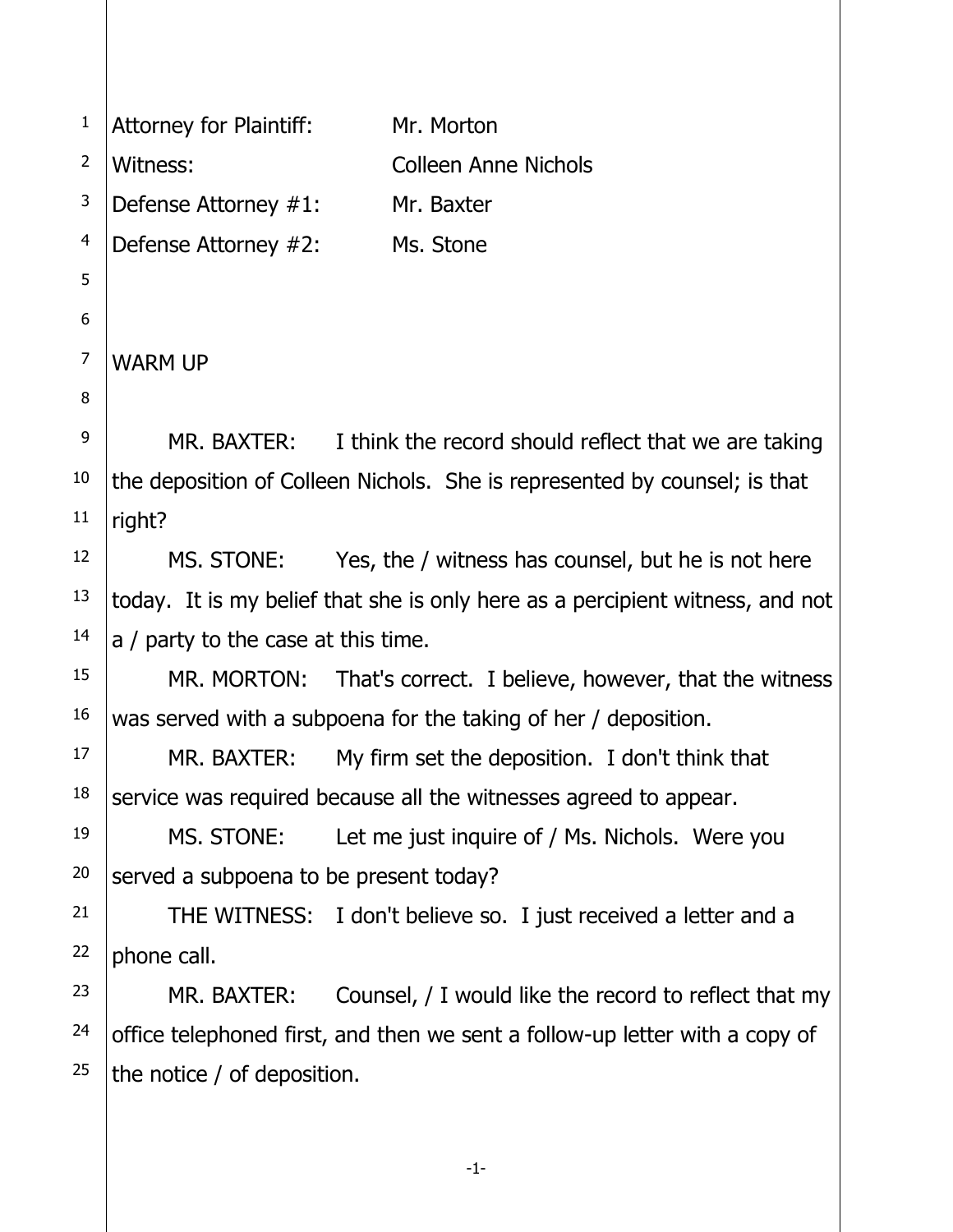| | |
|---|---|
| Attorney for Plaintiff: | Mr. Morton |
| Witness: | Colleen Anne Nichols |
| Defense Attorney #1: | Mr. Baxter |
| Defense Attorney #2: | Ms. Stone |

WARM UP

MR. BAXTER: I think the record should reflect that we are taking the deposition of Colleen Nichols. She is represented by counsel; is that right?

MS. STONE: Yes, the / witness has counsel, but he is not here today. It is my belief that she is only here as a percipient witness, and not a / party to the case at this time.

MR. MORTON: That's correct. I believe, however, that the witness was served with a subpoena for the taking of her / deposition.

MR. BAXTER: My firm set the deposition. I don't think that service was required because all the witnesses agreed to appear.

MS. STONE: Let me just inquire of / Ms. Nichols. Were you served a subpoena to be present today?

THE WITNESS: I don't believe so. I just received a letter and a phone call.

MR. BAXTER: Counsel, / I would like the record to reflect that my office telephoned first, and then we sent a follow-up letter with a copy of the notice / of deposition.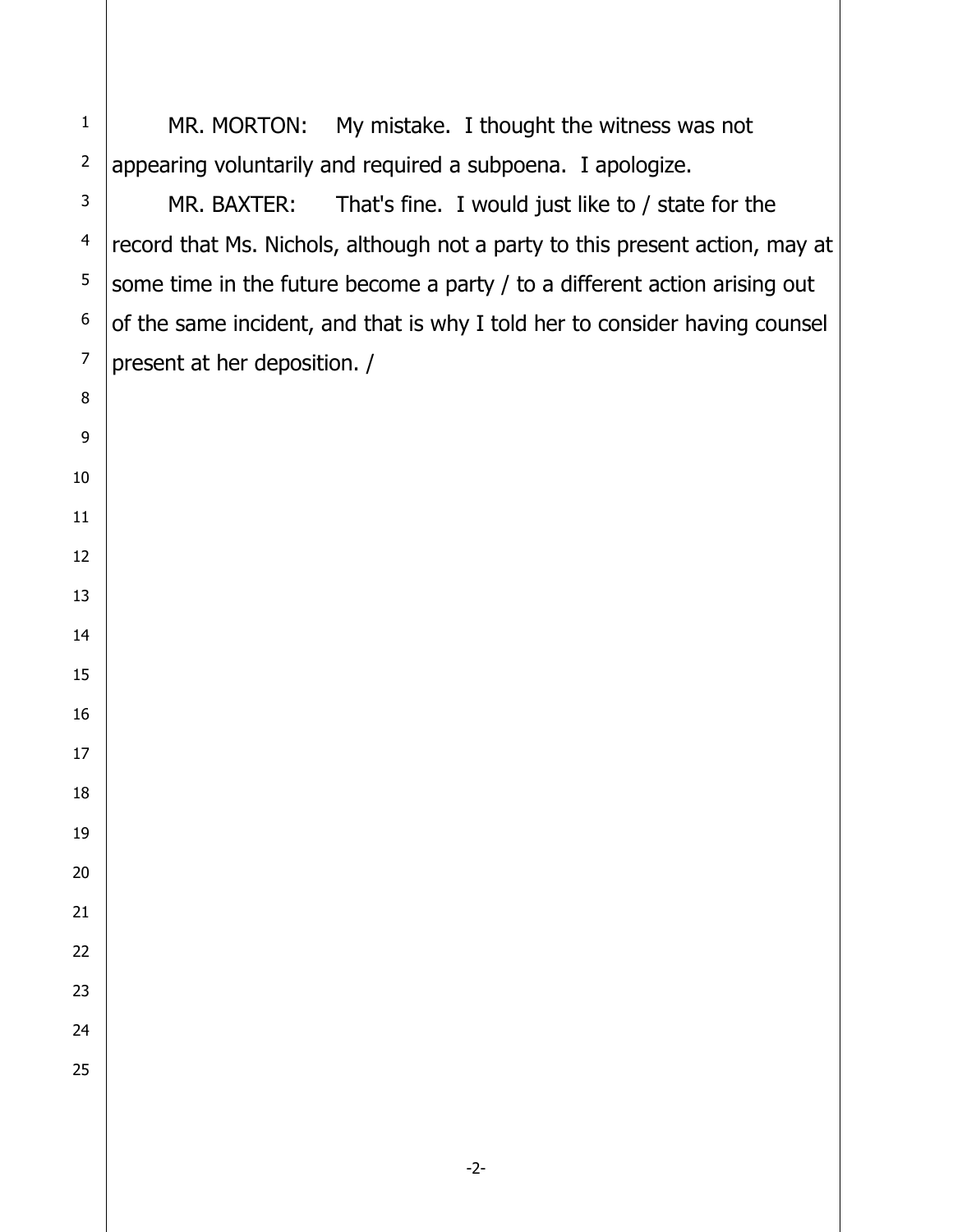MR. MORTON: My mistake. I thought the witness was not appearing voluntarily and required a subpoena. I apologize.

MR. BAXTER: That's fine. I would just like to / state for the record that Ms. Nichols, although not a party to this present action, may at some time in the future become a party / to a different action arising out of the same incident, and that is why I told her to consider having counsel present at her deposition. /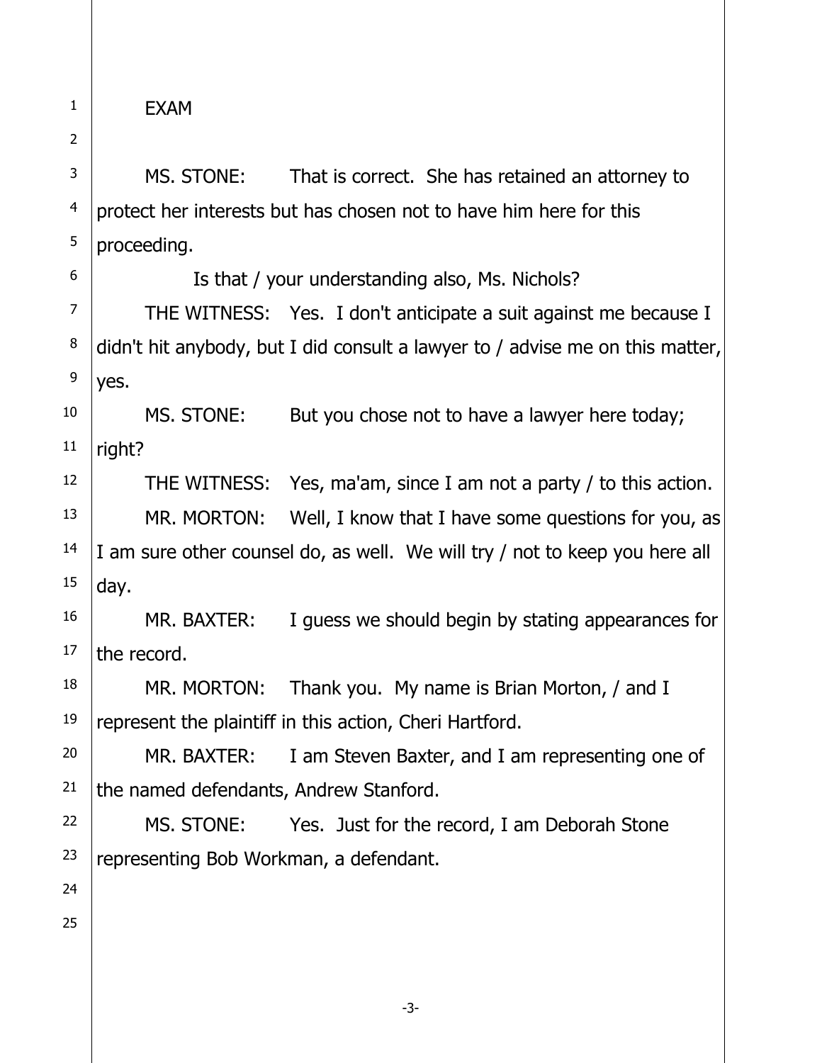EXAM

MS. STONE: That is correct. She has retained an attorney to protect her interests but has chosen not to have him here for this proceeding.

Is that / your understanding also, Ms. Nichols?

THE WITNESS: Yes. I don't anticipate a suit against me because I didn't hit anybody, but I did consult a lawyer to / advise me on this matter, yes.

MS. STONE: But you chose not to have a lawyer here today; right?

THE WITNESS: Yes, ma'am, since I am not a party / to this action.

MR. MORTON: Well, I know that I have some questions for you, as I am sure other counsel do, as well. We will try / not to keep you here all day.

MR. BAXTER: I guess we should begin by stating appearances for the record.

MR. MORTON: Thank you. My name is Brian Morton, / and I represent the plaintiff in this action, Cheri Hartford.

MR. BAXTER: I am Steven Baxter, and I am representing one of the named defendants, Andrew Stanford.

MS. STONE: Yes. Just for the record, I am Deborah Stone representing Bob Workman, a defendant.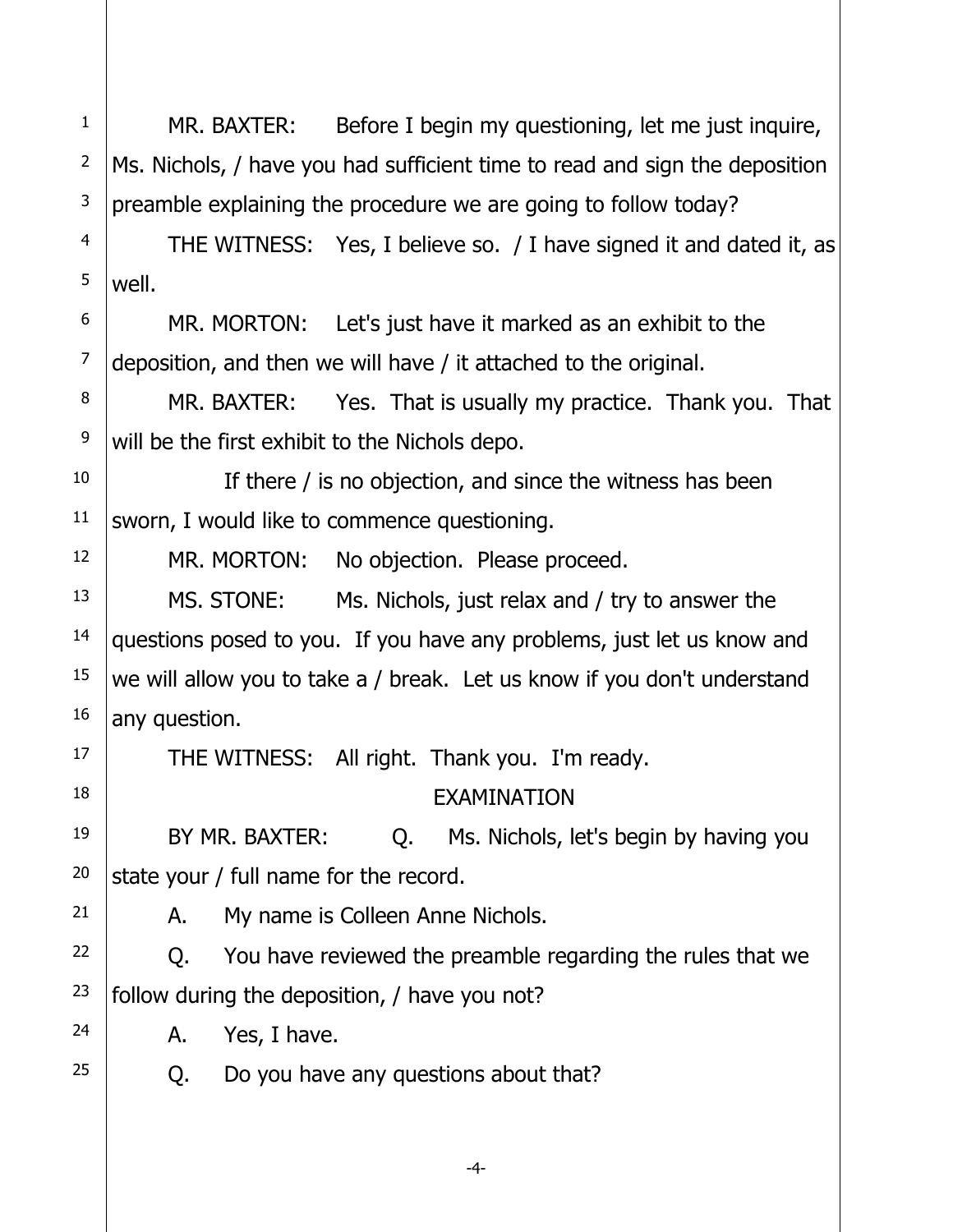MR. BAXTER: Before I begin my questioning, let me just inquire, Ms. Nichols, / have you had sufficient time to read and sign the deposition preamble explaining the procedure we are going to follow today?

THE WITNESS: Yes, I believe so. / I have signed it and dated it, as well.

MR. MORTON: Let's just have it marked as an exhibit to the deposition, and then we will have / it attached to the original.

MR. BAXTER: Yes. That is usually my practice. Thank you. That will be the first exhibit to the Nichols depo.

If there / is no objection, and since the witness has been sworn, I would like to commence questioning.

MR. MORTON: No objection. Please proceed.

MS. STONE: Ms. Nichols, just relax and / try to answer the questions posed to you. If you have any problems, just let us know and we will allow you to take a / break. Let us know if you don't understand any question.

THE WITNESS: All right. Thank you. I'm ready.

EXAMINATION

BY MR. BAXTER: Q. Ms. Nichols, let's begin by having you state your / full name for the record.

A. My name is Colleen Anne Nichols.

Q. You have reviewed the preamble regarding the rules that we follow during the deposition, / have you not?

A. Yes, I have.

Q. Do you have any questions about that?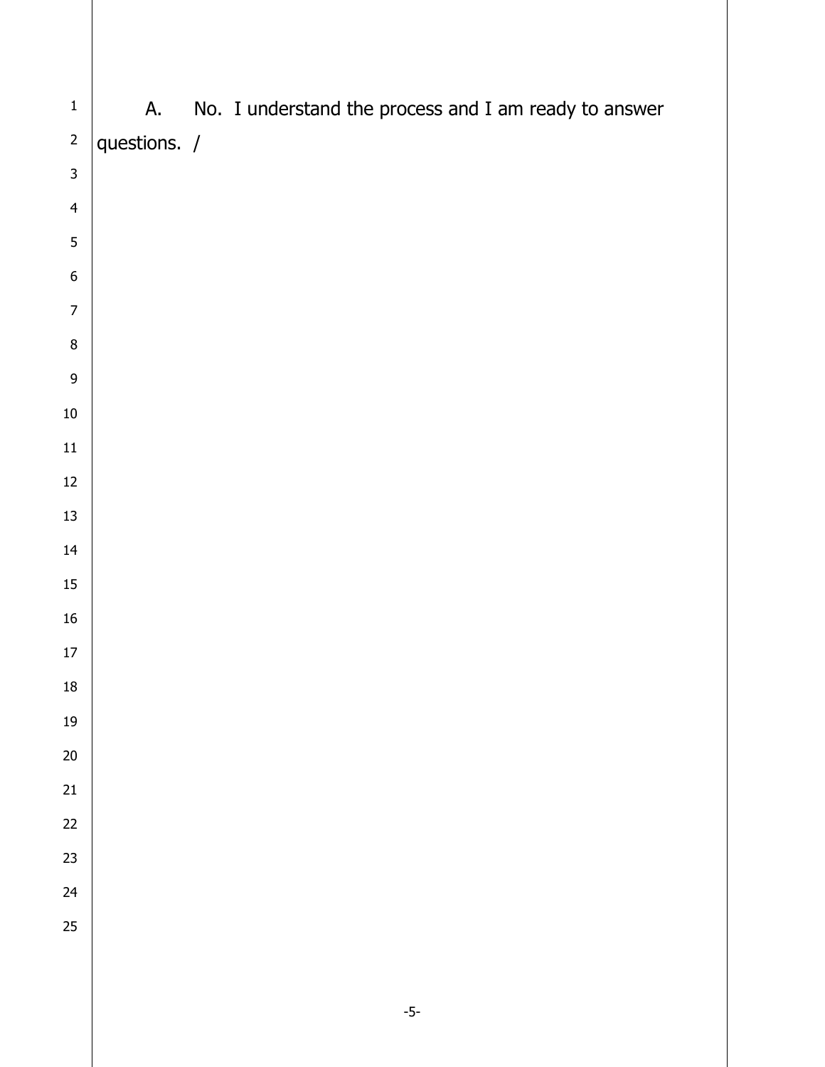A.	No.  I understand the process and I am ready to answer questions.  /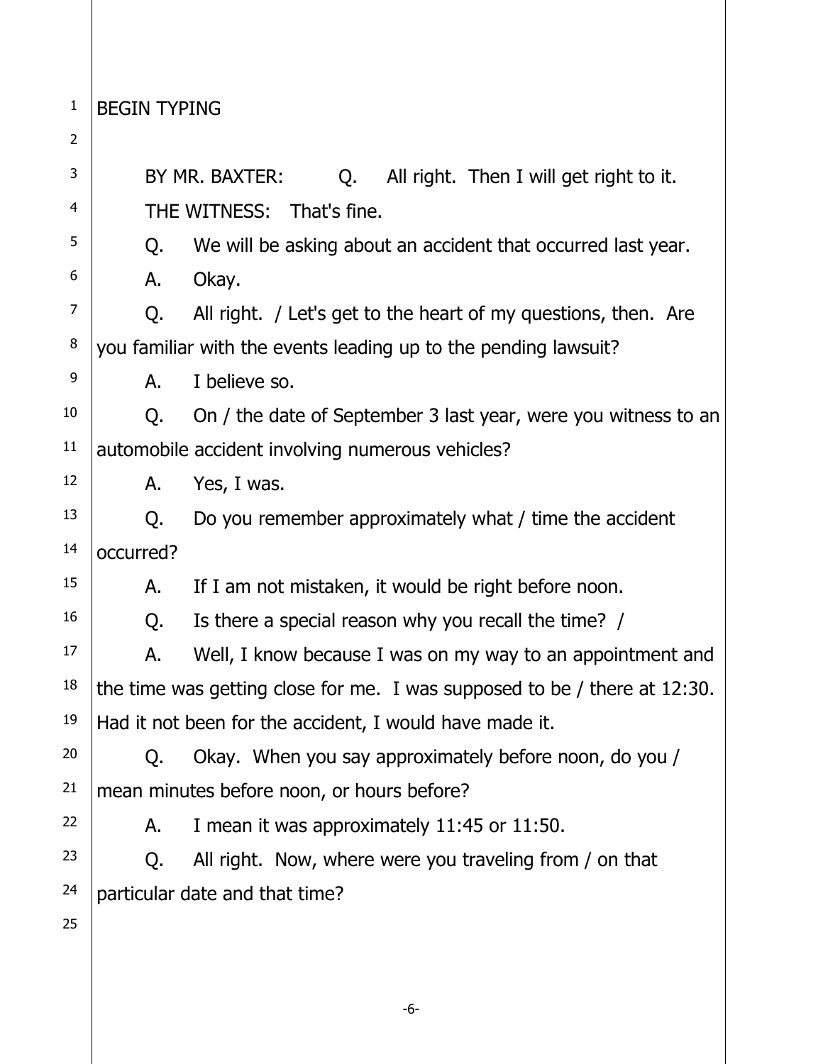BEGIN TYPING

BY MR. BAXTER: Q. All right. Then I will get right to it.

THE WITNESS: That's fine.

Q. We will be asking about an accident that occurred last year.

A. Okay.

Q. All right. / Let's get to the heart of my questions, then. Are you familiar with the events leading up to the pending lawsuit?

A. I believe so.

Q. On / the date of September 3 last year, were you witness to an automobile accident involving numerous vehicles?

A. Yes, I was.

Q. Do you remember approximately what / time the accident occurred?

A. If I am not mistaken, it would be right before noon.

Q. Is there a special reason why you recall the time? /

A. Well, I know because I was on my way to an appointment and the time was getting close for me. I was supposed to be / there at 12:30. Had it not been for the accident, I would have made it.

Q. Okay. When you say approximately before noon, do you / mean minutes before noon, or hours before?

A. I mean it was approximately 11:45 or 11:50.

Q. All right. Now, where were you traveling from / on that particular date and that time?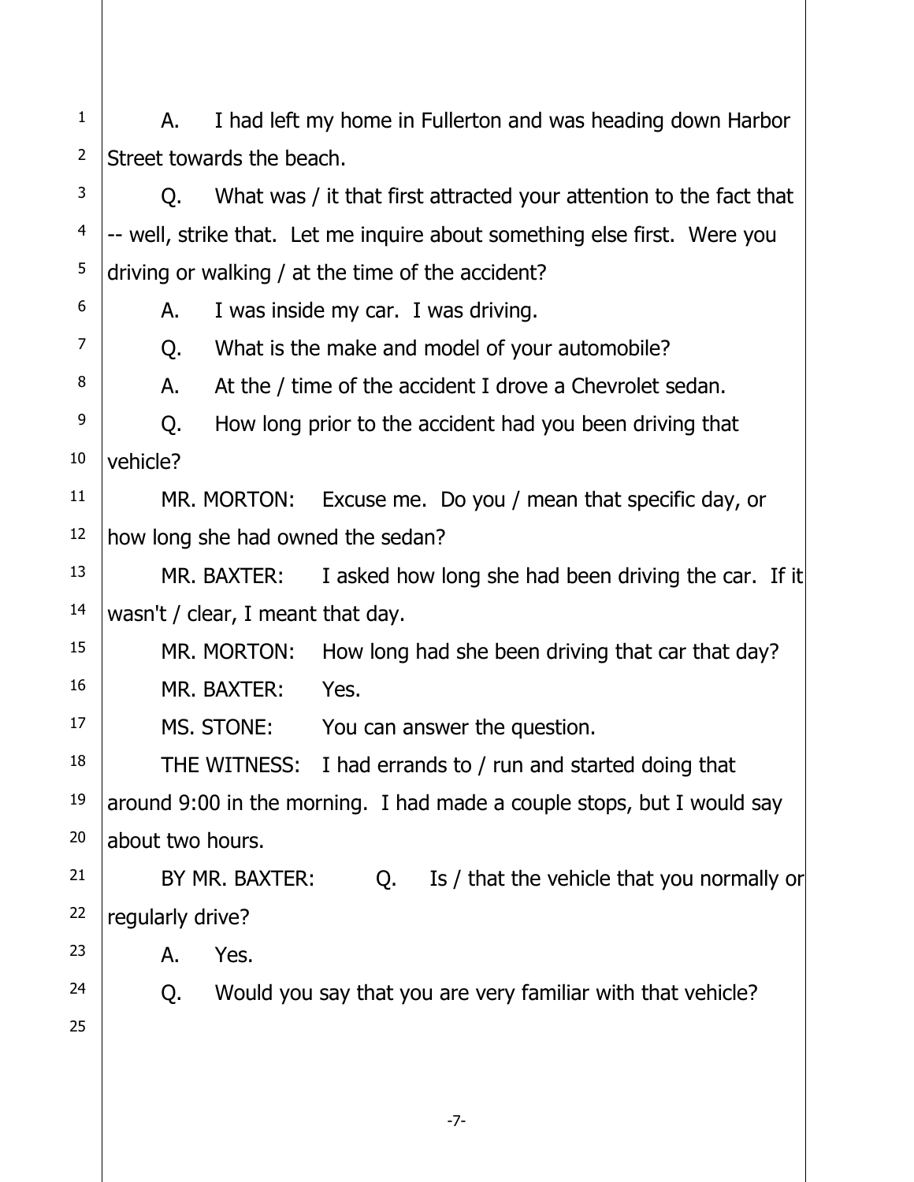A. I had left my home in Fullerton and was heading down Harbor Street towards the beach.

Q. What was / it that first attracted your attention to the fact that -- well, strike that. Let me inquire about something else first. Were you driving or walking / at the time of the accident?

A. I was inside my car. I was driving.

Q. What is the make and model of your automobile?

A. At the / time of the accident I drove a Chevrolet sedan.

Q. How long prior to the accident had you been driving that vehicle?

MR. MORTON: Excuse me. Do you / mean that specific day, or how long she had owned the sedan?

MR. BAXTER: I asked how long she had been driving the car. If it wasn't / clear, I meant that day.

MR. MORTON: How long had she been driving that car that day?

MR. BAXTER: Yes.

MS. STONE: You can answer the question.

THE WITNESS: I had errands to / run and started doing that around 9:00 in the morning. I had made a couple stops, but I would say about two hours.

BY MR. BAXTER: Q. Is / that the vehicle that you normally or regularly drive?

A. Yes.

Q. Would you say that you are very familiar with that vehicle?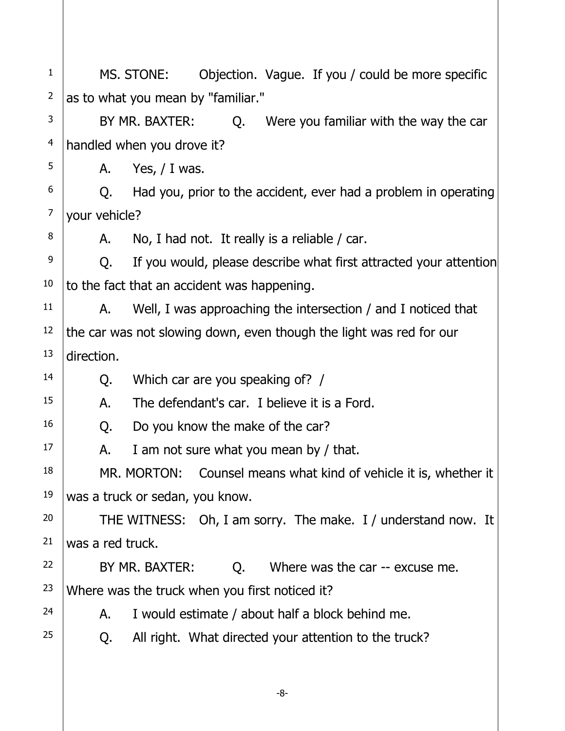1 MS. STONE: Objection. Vague. If you / could be more specific
2 as to what you mean by "familiar."
3 BY MR. BAXTER: Q. Were you familiar with the way the car
4 handled when you drove it?
5 A. Yes, / I was.
6 Q. Had you, prior to the accident, ever had a problem in operating
7 your vehicle?
8 A. No, I had not. It really is a reliable / car.
9 Q. If you would, please describe what first attracted your attention
10 to the fact that an accident was happening.
11 A. Well, I was approaching the intersection / and I noticed that
12 the car was not slowing down, even though the light was red for our
13 direction.
14 Q. Which car are you speaking of? /
15 A. The defendant's car. I believe it is a Ford.
16 Q. Do you know the make of the car?
17 A. I am not sure what you mean by / that.
18 MR. MORTON: Counsel means what kind of vehicle it is, whether it
19 was a truck or sedan, you know.
20 THE WITNESS: Oh, I am sorry. The make. I / understand now. It
21 was a red truck.
22 BY MR. BAXTER: Q. Where was the car -- excuse me.
23 Where was the truck when you first noticed it?
24 A. I would estimate / about half a block behind me.
25 Q. All right. What directed your attention to the truck?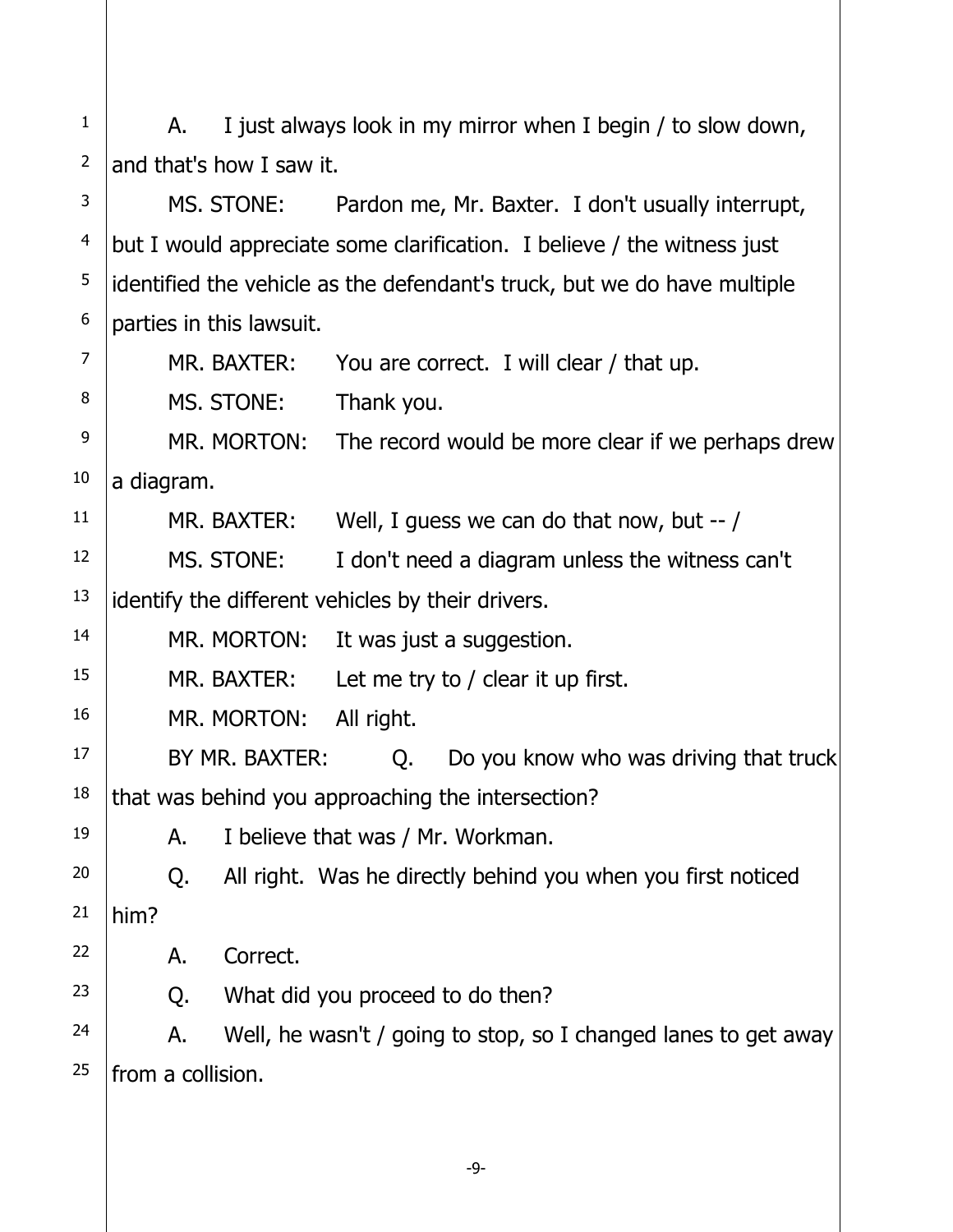A. I just always look in my mirror when I begin / to slow down, and that's how I saw it.

MS. STONE: Pardon me, Mr. Baxter. I don't usually interrupt, but I would appreciate some clarification. I believe / the witness just identified the vehicle as the defendant's truck, but we do have multiple parties in this lawsuit.

MR. BAXTER: You are correct. I will clear / that up.

MS. STONE: Thank you.

MR. MORTON: The record would be more clear if we perhaps drew a diagram.

MR. BAXTER: Well, I guess we can do that now, but -- /

MS. STONE: I don't need a diagram unless the witness can't identify the different vehicles by their drivers.

MR. MORTON: It was just a suggestion.

MR. BAXTER: Let me try to / clear it up first.

MR. MORTON: All right.

BY MR. BAXTER: Q. Do you know who was driving that truck that was behind you approaching the intersection?

A. I believe that was / Mr. Workman.

Q. All right. Was he directly behind you when you first noticed him?

A. Correct.

Q. What did you proceed to do then?

A. Well, he wasn't / going to stop, so I changed lanes to get away from a collision.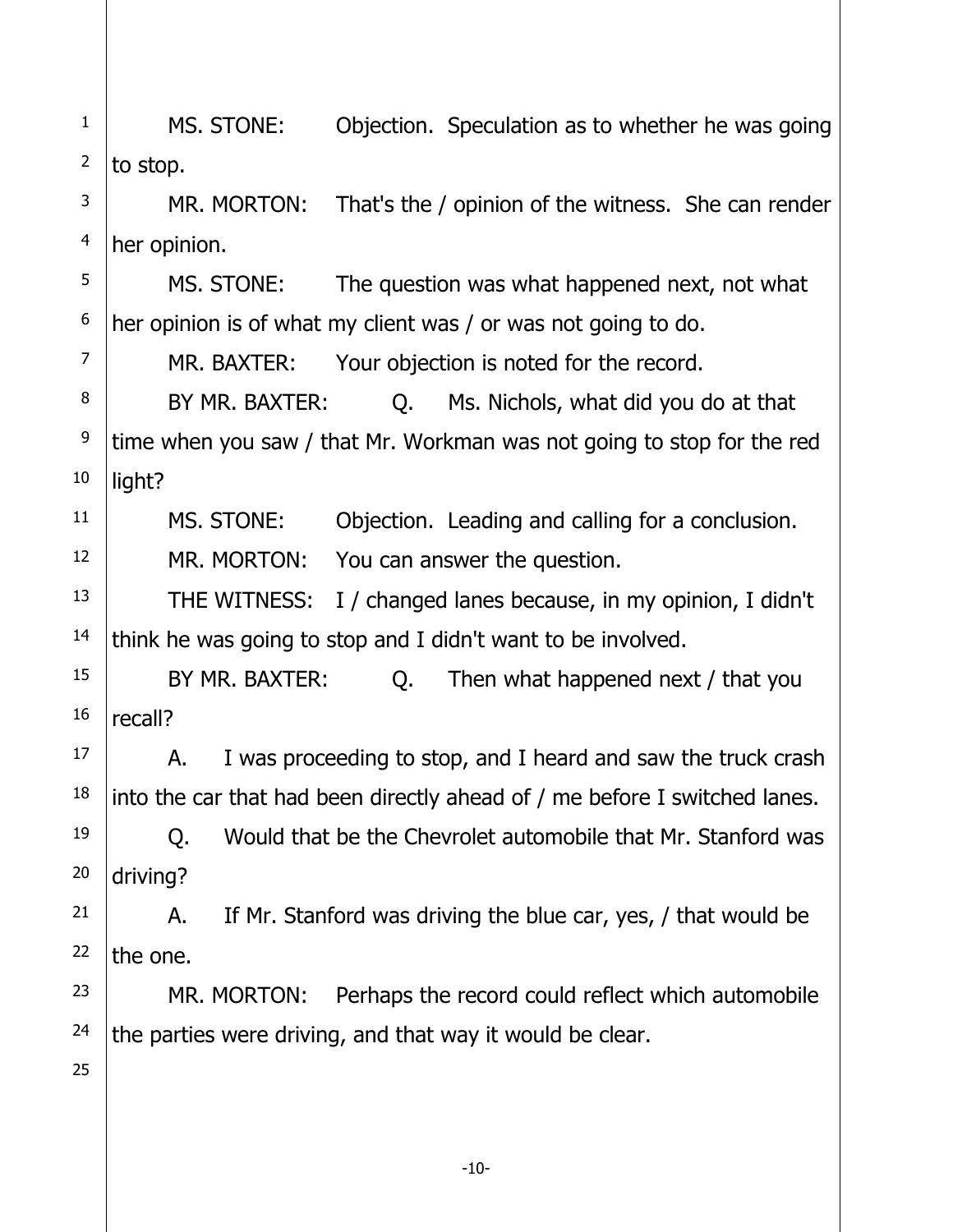MS. STONE: Objection. Speculation as to whether he was going to stop.

MR. MORTON: That's the / opinion of the witness. She can render her opinion.

MS. STONE: The question was what happened next, not what her opinion is of what my client was / or was not going to do.

MR. BAXTER: Your objection is noted for the record.

BY MR. BAXTER: Q. Ms. Nichols, what did you do at that time when you saw / that Mr. Workman was not going to stop for the red light?

MS. STONE: Objection. Leading and calling for a conclusion.

MR. MORTON: You can answer the question.

THE WITNESS: I / changed lanes because, in my opinion, I didn't think he was going to stop and I didn't want to be involved.

BY MR. BAXTER: Q. Then what happened next / that you recall?

A. I was proceeding to stop, and I heard and saw the truck crash into the car that had been directly ahead of / me before I switched lanes.

Q. Would that be the Chevrolet automobile that Mr. Stanford was driving?

A. If Mr. Stanford was driving the blue car, yes, / that would be the one.

MR. MORTON: Perhaps the record could reflect which automobile the parties were driving, and that way it would be clear.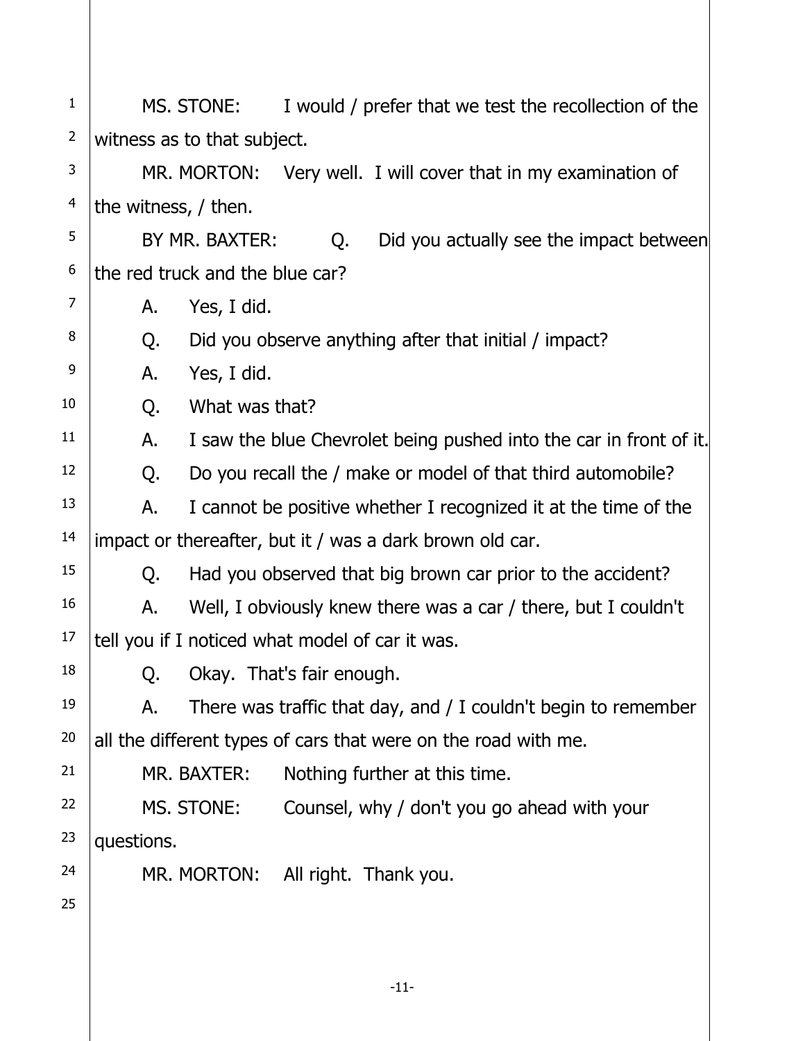MS. STONE: I would / prefer that we test the recollection of the witness as to that subject.

MR. MORTON: Very well. I will cover that in my examination of the witness, / then.

BY MR. BAXTER: Q. Did you actually see the impact between the red truck and the blue car?

A. Yes, I did.

Q. Did you observe anything after that initial / impact?

A. Yes, I did.

Q. What was that?

A. I saw the blue Chevrolet being pushed into the car in front of it.

Q. Do you recall the / make or model of that third automobile?

A. I cannot be positive whether I recognized it at the time of the impact or thereafter, but it / was a dark brown old car.

Q. Had you observed that big brown car prior to the accident?

A. Well, I obviously knew there was a car / there, but I couldn't tell you if I noticed what model of car it was.

Q. Okay. That's fair enough.

A. There was traffic that day, and / I couldn't begin to remember all the different types of cars that were on the road with me.

MR. BAXTER: Nothing further at this time.

MS. STONE: Counsel, why / don't you go ahead with your questions.

MR. MORTON: All right. Thank you.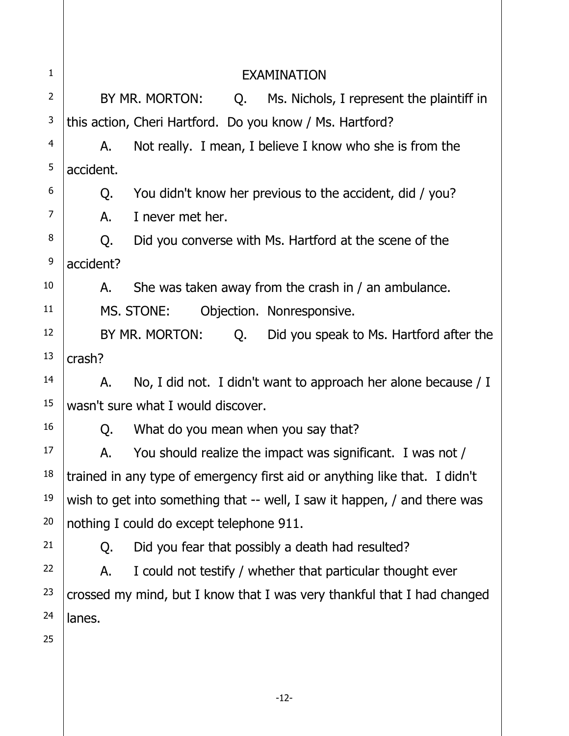EXAMINATION

BY MR. MORTON: Q. Ms. Nichols, I represent the plaintiff in this action, Cheri Hartford. Do you know / Ms. Hartford?

A. Not really. I mean, I believe I know who she is from the accident.

Q. You didn't know her previous to the accident, did / you?

A. I never met her.

Q. Did you converse with Ms. Hartford at the scene of the accident?

A. She was taken away from the crash in / an ambulance.

MS. STONE: Objection. Nonresponsive.

BY MR. MORTON: Q. Did you speak to Ms. Hartford after the crash?

A. No, I did not. I didn't want to approach her alone because / I wasn't sure what I would discover.

Q. What do you mean when you say that?

A. You should realize the impact was significant. I was not / trained in any type of emergency first aid or anything like that. I didn't wish to get into something that -- well, I saw it happen, / and there was nothing I could do except telephone 911.

Q. Did you fear that possibly a death had resulted?

A. I could not testify / whether that particular thought ever crossed my mind, but I know that I was very thankful that I had changed lanes.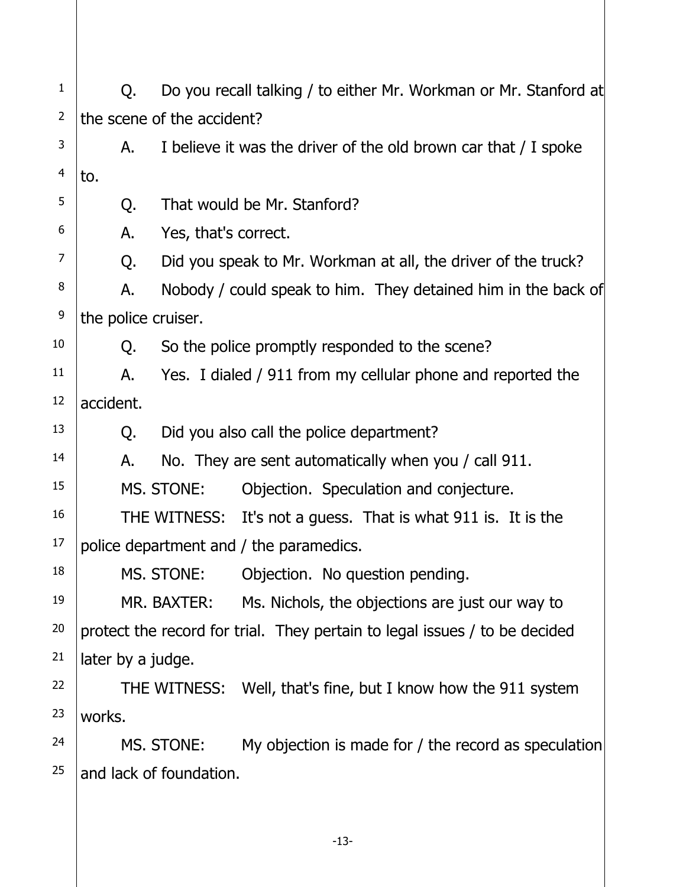Q. Do you recall talking / to either Mr. Workman or Mr. Stanford at the scene of the accident?

A. I believe it was the driver of the old brown car that / I spoke to.

Q. That would be Mr. Stanford?

A. Yes, that's correct.

Q. Did you speak to Mr. Workman at all, the driver of the truck?

A. Nobody / could speak to him. They detained him in the back of the police cruiser.

Q. So the police promptly responded to the scene?

A. Yes. I dialed / 911 from my cellular phone and reported the accident.

Q. Did you also call the police department?

A. No. They are sent automatically when you / call 911.

MS. STONE: Objection. Speculation and conjecture.

THE WITNESS: It's not a guess. That is what 911 is. It is the police department and / the paramedics.

MS. STONE: Objection. No question pending.

MR. BAXTER: Ms. Nichols, the objections are just our way to protect the record for trial. They pertain to legal issues / to be decided later by a judge.

THE WITNESS: Well, that's fine, but I know how the 911 system works.

MS. STONE: My objection is made for / the record as speculation and lack of foundation.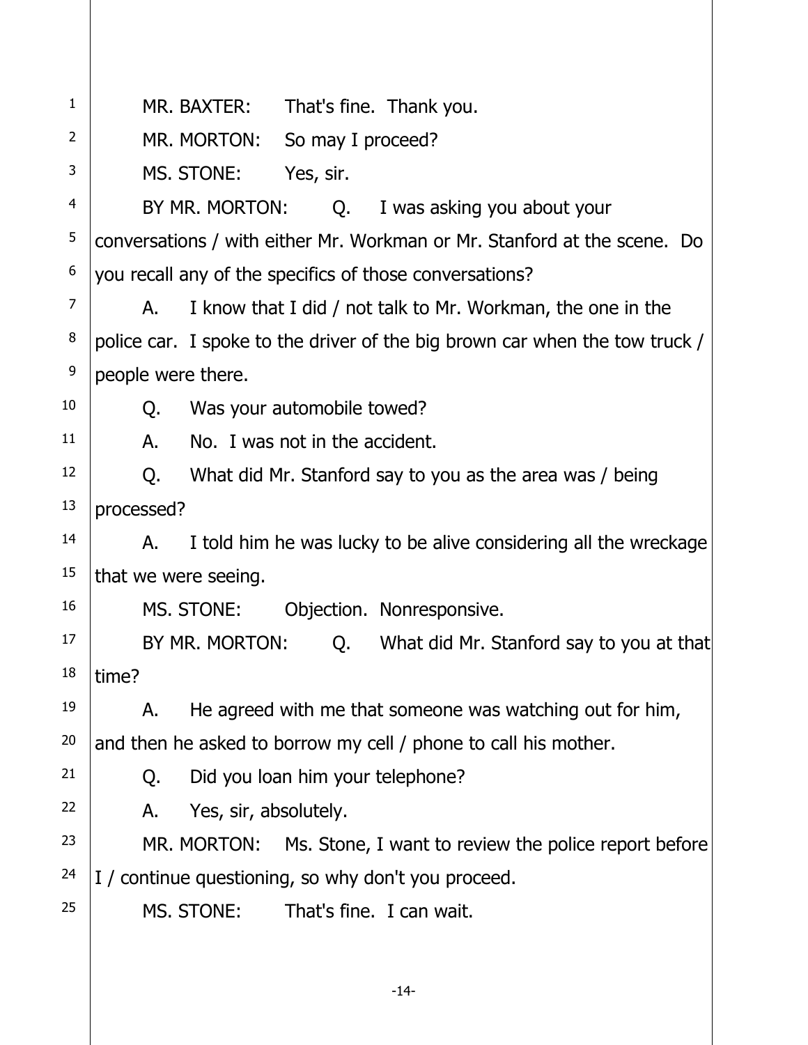MR. BAXTER: That's fine. Thank you.

MR. MORTON: So may I proceed?

MS. STONE: Yes, sir.

BY MR. MORTON: Q. I was asking you about your conversations / with either Mr. Workman or Mr. Stanford at the scene. Do you recall any of the specifics of those conversations?

A. I know that I did / not talk to Mr. Workman, the one in the police car. I spoke to the driver of the big brown car when the tow truck / people were there.

Q. Was your automobile towed?

A. No. I was not in the accident.

Q. What did Mr. Stanford say to you as the area was / being processed?

A. I told him he was lucky to be alive considering all the wreckage that we were seeing.

MS. STONE: Objection. Nonresponsive.

BY MR. MORTON: Q. What did Mr. Stanford say to you at that time?

A. He agreed with me that someone was watching out for him, and then he asked to borrow my cell / phone to call his mother.

Q. Did you loan him your telephone?

A. Yes, sir, absolutely.

MR. MORTON: Ms. Stone, I want to review the police report before I / continue questioning, so why don't you proceed.

MS. STONE: That's fine. I can wait.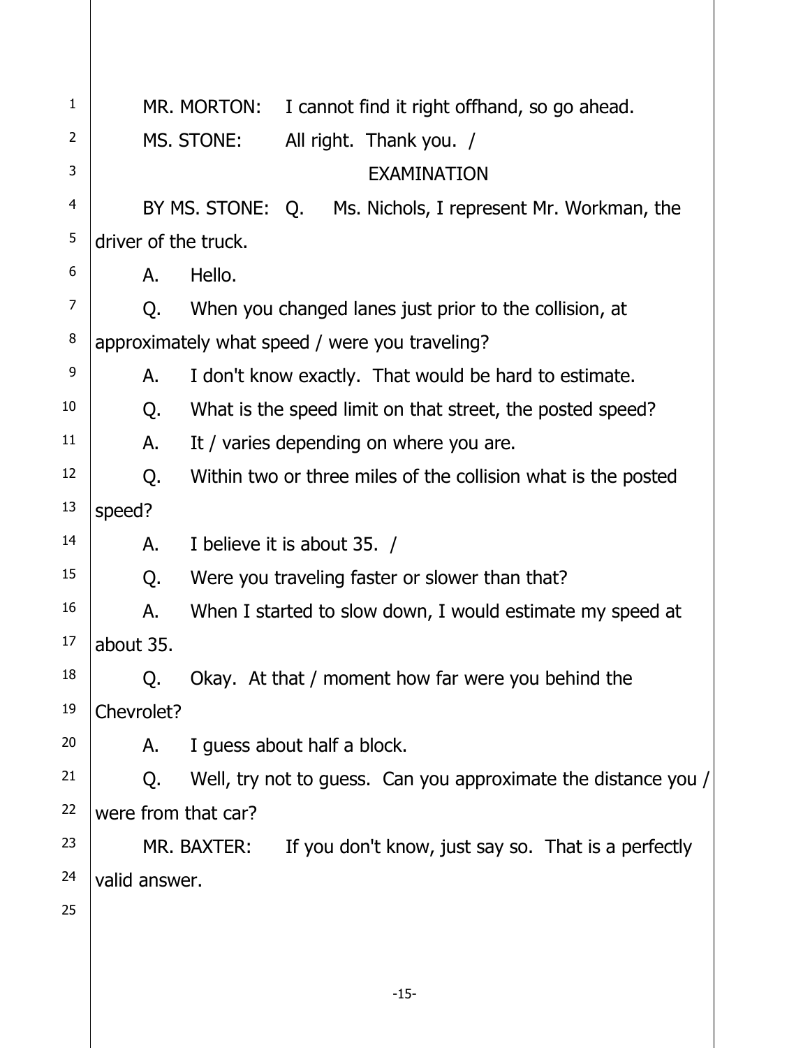MR. MORTON: I cannot find it right offhand, so go ahead.

MS. STONE: All right. Thank you. /

EXAMINATION

BY MS. STONE: Q. Ms. Nichols, I represent Mr. Workman, the driver of the truck.

A. Hello.

Q. When you changed lanes just prior to the collision, at approximately what speed / were you traveling?

A. I don't know exactly. That would be hard to estimate.

Q. What is the speed limit on that street, the posted speed?

A. It / varies depending on where you are.

Q. Within two or three miles of the collision what is the posted speed?

A. I believe it is about 35. /

Q. Were you traveling faster or slower than that?

A. When I started to slow down, I would estimate my speed at about 35.

Q. Okay. At that / moment how far were you behind the Chevrolet?

A. I guess about half a block.

Q. Well, try not to guess. Can you approximate the distance you / were from that car?

MR. BAXTER: If you don't know, just say so. That is a perfectly valid answer.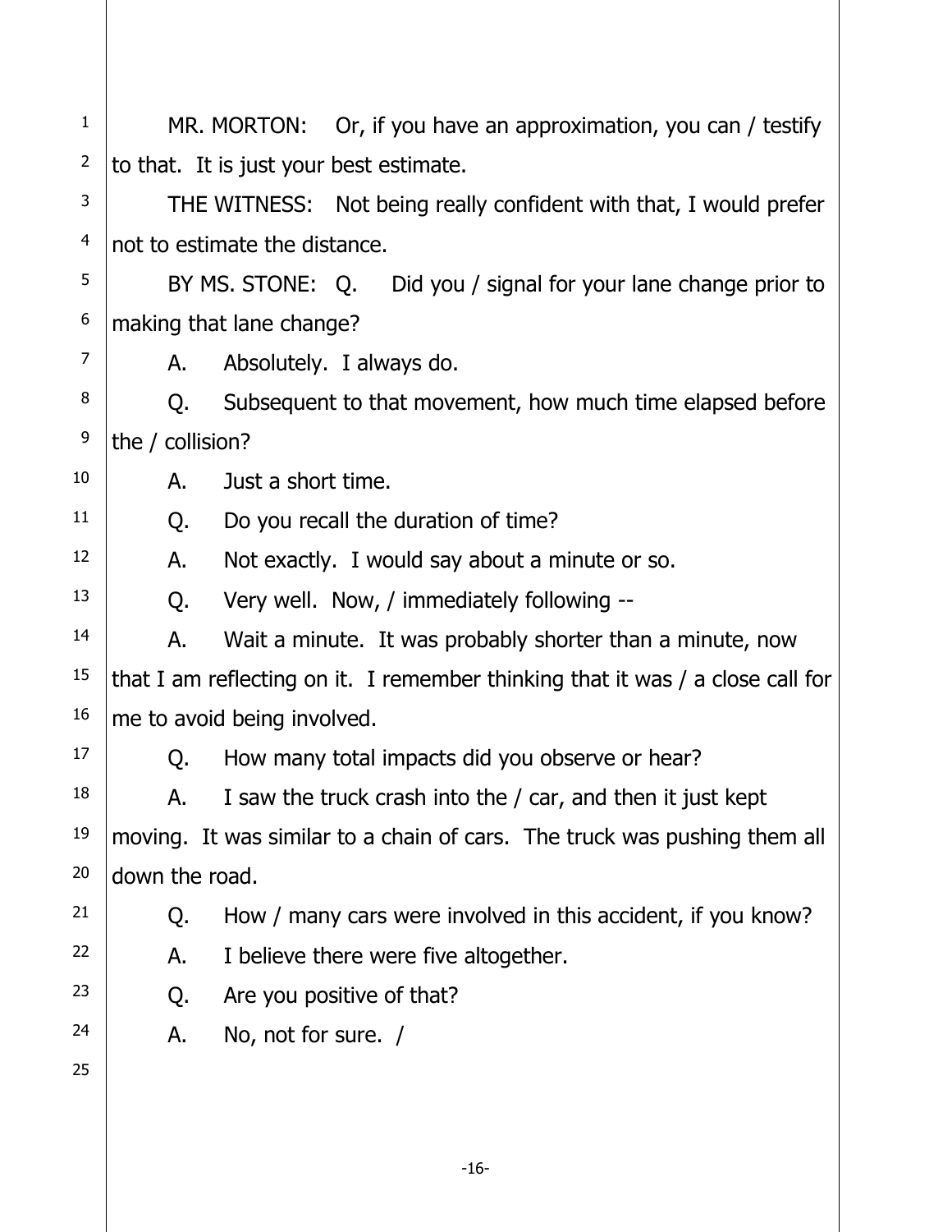MR. MORTON: Or, if you have an approximation, you can / testify to that. It is just your best estimate.

THE WITNESS: Not being really confident with that, I would prefer not to estimate the distance.

BY MS. STONE: Q. Did you / signal for your lane change prior to making that lane change?

A. Absolutely. I always do.

Q. Subsequent to that movement, how much time elapsed before the / collision?

A. Just a short time.

Q. Do you recall the duration of time?

A. Not exactly. I would say about a minute or so.

Q. Very well. Now, / immediately following --

A. Wait a minute. It was probably shorter than a minute, now that I am reflecting on it. I remember thinking that it was / a close call for me to avoid being involved.

Q. How many total impacts did you observe or hear?

A. I saw the truck crash into the / car, and then it just kept moving. It was similar to a chain of cars. The truck was pushing them all down the road.

Q. How / many cars were involved in this accident, if you know?

A. I believe there were five altogether.

Q. Are you positive of that?

A. No, not for sure. /